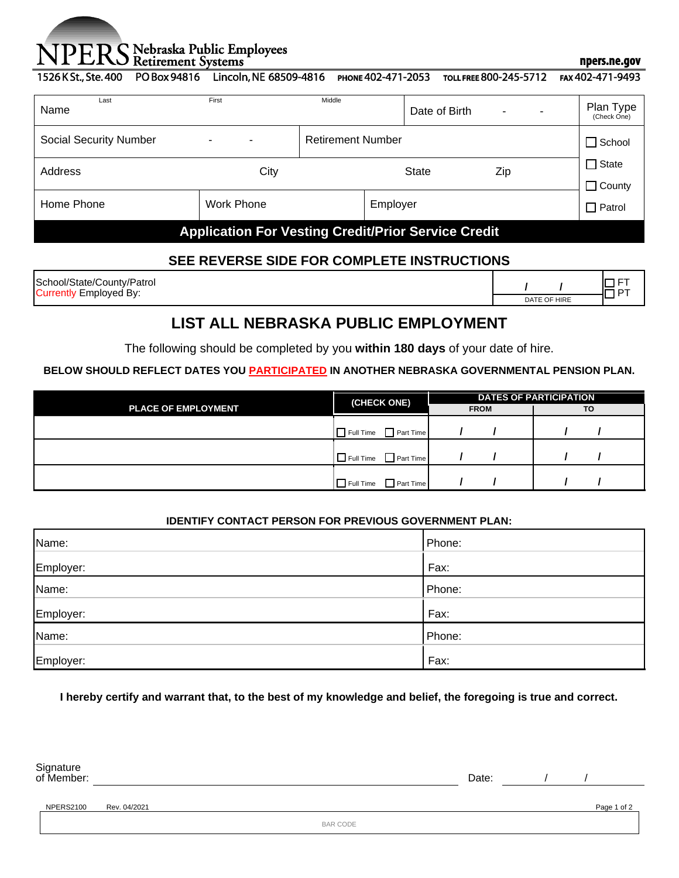**NPERS** Nebraska Public Employees Retirement Systems

npers.ne.gov

1526 K St., Ste. 400 PO Box 94816 Lincoln, NE 68509-4816 PHONE 402-471-2053 TOLL FREE 800-245-5712 FAX 402-471-9493

| Name (Last / First / Middle) | | | Date of Birth - - | Plan Type (Check One) |
|---|---|---|---|---|
| Social Security Number - - | | Retirement Number | | ☐ School |
| Address | City | State | Zip | ☐ State ☐ County |
| Home Phone | Work Phone | Employer | | ☐ Patrol |

## Application For Vesting Credit/Prior Service Credit

### SEE REVERSE SIDE FOR COMPLETE INSTRUCTIONS

| School/State/County/Patrol Currently Employed By: | / / DATE OF HIRE | ☐ FT ☐ PT |
|---|---|---|

## LIST ALL NEBRASKA PUBLIC EMPLOYMENT

The following should be completed by you **within 180 days** of your date of hire.

**BELOW SHOULD REFLECT DATES YOU PARTICIPATED IN ANOTHER NEBRASKA GOVERNMENTAL PENSION PLAN.**

| PLACE OF EMPLOYMENT | (CHECK ONE) | DATES OF PARTICIPATION | |
|---|---|---|---|
| | | FROM | TO |
| | ☐ Full Time ☐ Part Time | / / | / / |
| | ☐ Full Time ☐ Part Time | / / | / / |
| | ☐ Full Time ☐ Part Time | / / | / / |

**IDENTIFY CONTACT PERSON FOR PREVIOUS GOVERNMENT PLAN:**

| | |
|---|---|
| Name: | Phone: |
| Employer: | Fax: |
| Name: | Phone: |
| Employer: | Fax: |
| Name: | Phone: |
| Employer: | Fax: |

**I hereby certify and warrant that, to the best of my knowledge and belief, the foregoing is true and correct.**

Signature of Member: ______________________ Date: ___ / ___ / ___

NPERS2100 Rev. 04/2021

BAR CODE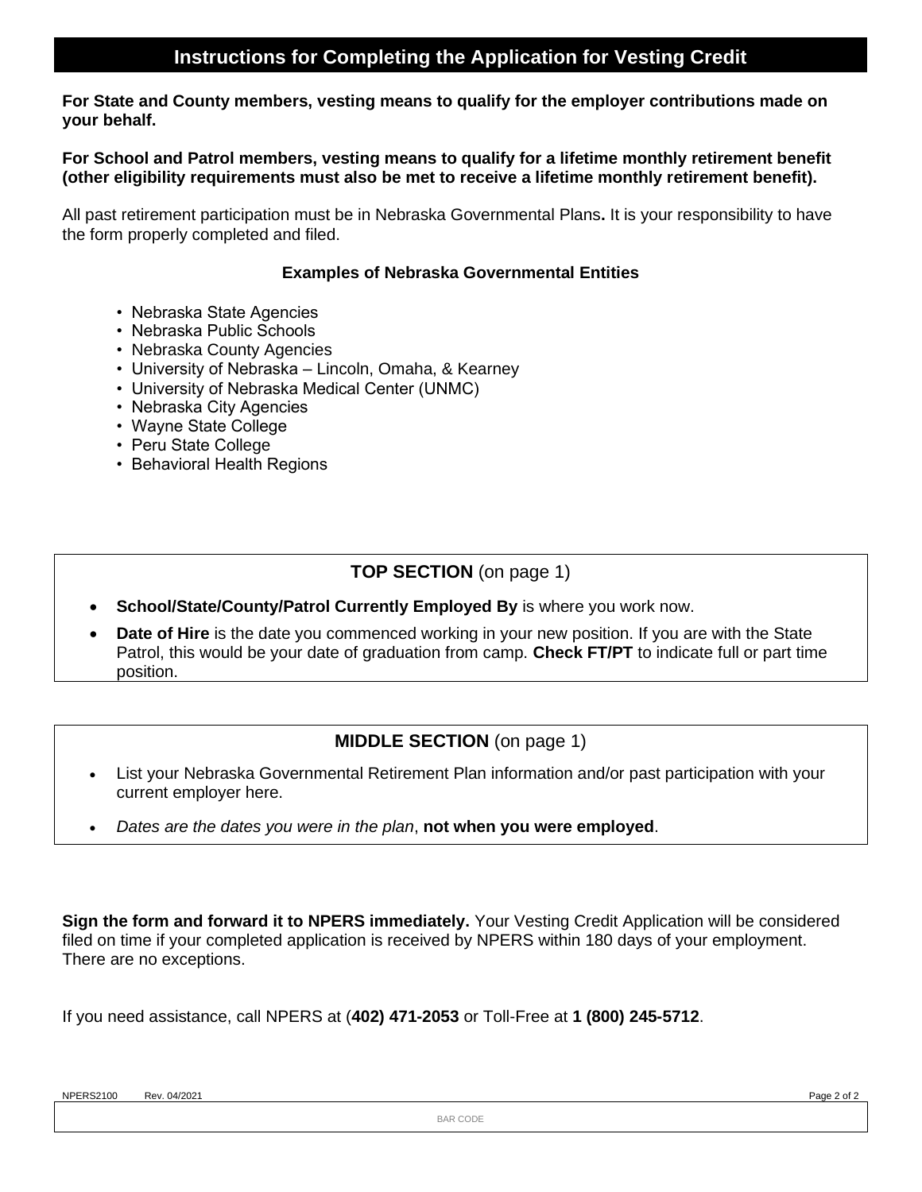# Instructions for Completing the Application for Vesting Credit

**For State and County members, vesting means to qualify for the employer contributions made on your behalf.**

**For School and Patrol members, vesting means to qualify for a lifetime monthly retirement benefit (other eligibility requirements must also be met to receive a lifetime monthly retirement benefit).**

All past retirement participation must be in Nebraska Governmental Plans**.** It is your responsibility to have the form properly completed and filed.

### Examples of Nebraska Governmental Entities

- Nebraska State Agencies
- Nebraska Public Schools
- Nebraska County Agencies
- University of Nebraska – Lincoln, Omaha, & Kearney
- University of Nebraska Medical Center (UNMC)
- Nebraska City Agencies
- Wayne State College
- Peru State College
- Behavioral Health Regions

## **TOP SECTION** (on page 1)

- **School/State/County/Patrol Currently Employed By** is where you work now.
- **Date of Hire** is the date you commenced working in your new position. If you are with the State Patrol, this would be your date of graduation from camp. **Check FT/PT** to indicate full or part time position.

## **MIDDLE SECTION** (on page 1)

- List your Nebraska Governmental Retirement Plan information and/or past participation with your current employer here.
- *Dates are the dates you were in the plan*, **not when you were employed**.

**Sign the form and forward it to NPERS immediately.** Your Vesting Credit Application will be considered filed on time if your completed application is received by NPERS within 180 days of your employment. There are no exceptions.

If you need assistance, call NPERS at (**402) 471-2053** or Toll-Free at **1 (800) 245-5712**.

NPERS2100 Rev. 04/2021

BAR CODE